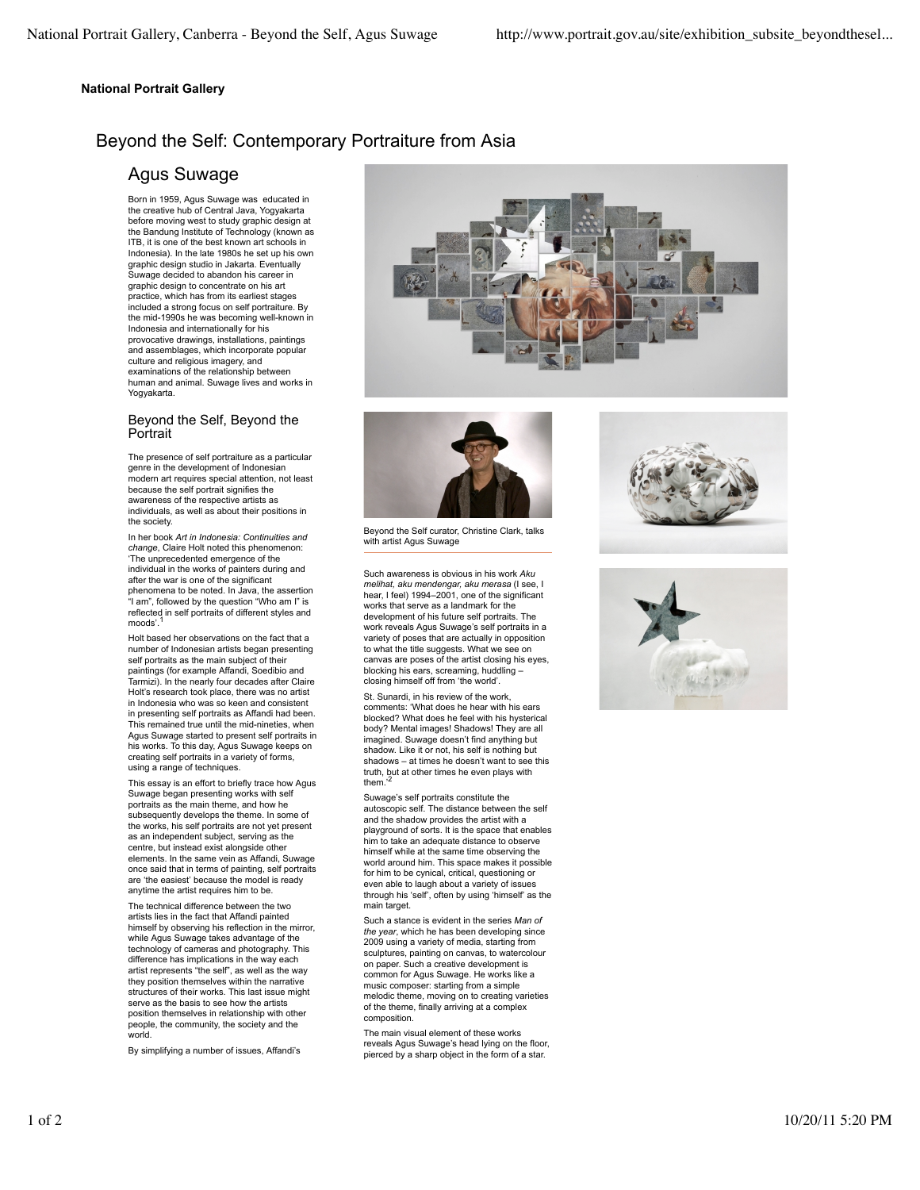**National Portrait Gallery**

# Beyond the Self: Contemporary Portraiture from Asia

## Agus Suwage

Born in 1959, Agus Suwage was educated in the creative hub of Central Java, Yogyakarta before moving west to study graphic design at the Bandung Institute of Technology (known as ITB, it is one of the best known art schools in Indonesia). In the late 1980s he set up his own graphic design studio in Jakarta. Eventually Suwage decided to abandon his career in graphic design to concentrate on his art practice, which has from its earliest stages included a strong focus on self portraiture. By the mid-1990s he was becoming well-known in Indonesia and internationally for his provocative drawings, installations, paintings and assemblages, which incorporate popular culture and religious imagery, and examinations of the relationship between human and animal. Suwage lives and works in Yogyakarta.

### Beyond the Self, Beyond the Portrait

The presence of self portraiture as a particular genre in the development of Indonesian modern art requires special attention, not least because the self portrait signifies the awareness of the respective artists as individuals, as well as about their positions in the society.

In her book *Art in Indonesia: Continuities and change*, Claire Holt noted this phenomenon: 'The unprecedented emergence of the individual in the works of painters during and after the war is one of the significant phenomena to be noted. In Java, the assertion "I am", followed by the question "Who am I" is reflected in self portraits of different styles and moods'.[1]

Holt based her observations on the fact that a number of Indonesian artists began presenting self portraits as the main subject of their paintings (for example Affandi, Soedibio and Tarmizi). In the nearly four decades after Claire Holt's research took place, there was no artist in Indonesia who was so keen and consistent in presenting self portraits as Affandi had been. This remained true until the mid-nineties, when Agus Suwage started to present self portraits in his works. To this day, Agus Suwage keeps on creating self portraits in a variety of forms, using a range of techniques.

This essay is an effort to briefly trace how Agus Suwage began presenting works with self portraits as the main theme, and how he subsequently develops the theme. In some of the works, his self portraits are not yet present as an independent subject, serving as the centre, but instead exist alongside other elements. In the same vein as Affandi, Suwage once said that in terms of painting, self portraits are 'the easiest' because the model is ready anytime the artist requires him to be.

The technical difference between the two artists lies in the fact that Affandi painted himself by observing his reflection in the mirror, while Agus Suwage takes advantage of the technology of cameras and photography. This difference has implications in the way each artist represents "the self", as well as the way they position themselves within the narrative structures of their works. This last issue might serve as the basis to see how the artists position themselves in relationship with other people, the community, the society and the world.

By simplifying a number of issues, Affandi's

Beyond the Self curator, Christine Clark, talks with artist Agus Suwage

Such awareness is obvious in his work *Aku melihat, aku mendengar, aku merasa* (I see, I hear, I feel) 1994–2001, one of the significant works that serve as a landmark for the development of his future self portraits. The work reveals Agus Suwage's self portraits in a variety of poses that are actually in opposition to what the title suggests. What we see on canvas are poses of the artist closing his eyes, blocking his ears, screaming, huddling – closing himself off from 'the world'.

St. Sunardi, in his review of the work, comments: 'What does he hear with his ears blocked? What does he feel with his hysterical body? Mental images! Shadows! They are all imagined. Suwage doesn't find anything but shadow. Like it or not, his self is nothing but shadows – at times he doesn't want to see this truth, but at other times he even plays with them.'[2]

Suwage's self portraits constitute the autoscopic self. The distance between the self and the shadow provides the artist with a playground of sorts. It is the space that enables him to take an adequate distance to observe himself while at the same time observing the world around him. This space makes it possible for him to be cynical, critical, questioning or even able to laugh about a variety of issues through his 'self', often by using 'himself' as the main target.

Such a stance is evident in the series *Man of the year*, which he has been developing since 2009 using a variety of media, starting from sculptures, painting on canvas, to watercolour on paper. Such a creative development is common for Agus Suwage. He works like a music composer: starting from a simple melodic theme, moving on to creating varieties of the theme, finally arriving at a complex composition.

The main visual element of these works reveals Agus Suwage's head lying on the floor, pierced by a sharp object in the form of a star.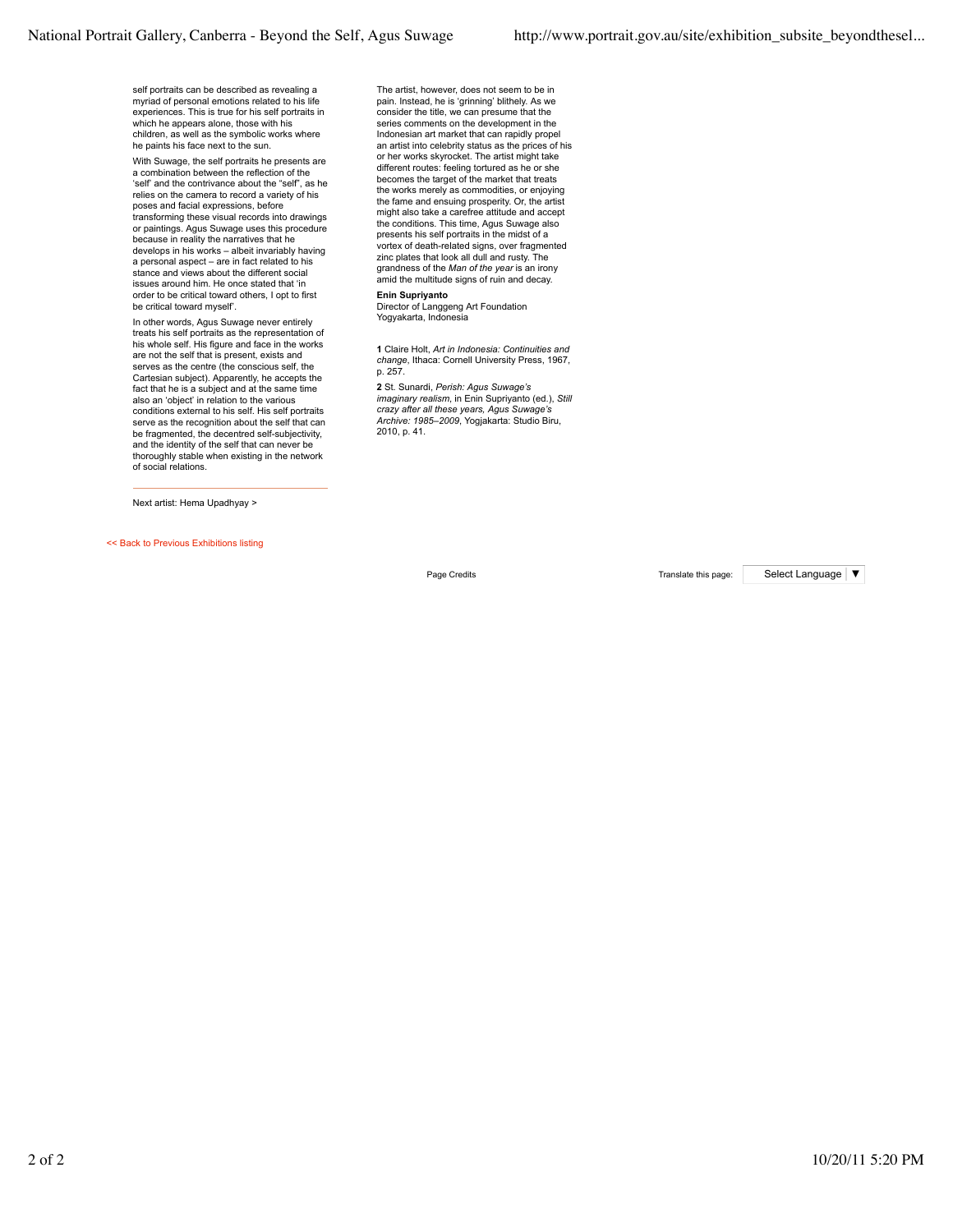self portraits can be described as revealing a myriad of personal emotions related to his life experiences. This is true for his self portraits in which he appears alone, those with his children, as well as the symbolic works where he paints his face next to the sun.

With Suwage, the self portraits he presents are a combination between the reflection of the 'self' and the contrivance about the "self", as he relies on the camera to record a variety of his poses and facial expressions, before transforming these visual records into drawings or paintings. Agus Suwage uses this procedure because in reality the narratives that he develops in his works – albeit invariably having a personal aspect – are in fact related to his stance and views about the different social issues around him. He once stated that 'in order to be critical toward others, I opt to first be critical toward myself'.

In other words, Agus Suwage never entirely treats his self portraits as the representation of his whole self. His figure and face in the works are not the self that is present, exists and serves as the centre (the conscious self, the Cartesian subject). Apparently, he accepts the fact that he is a subject and at the same time also an 'object' in relation to the various conditions external to his self. His self portraits serve as the recognition about the self that can be fragmented, the decentred self-subjectivity, and the identity of the self that can never be thoroughly stable when existing in the network of social relations.

The artist, however, does not seem to be in pain. Instead, he is 'grinning' blithely. As we consider the title, we can presume that the series comments on the development in the Indonesian art market that can rapidly propel an artist into celebrity status as the prices of his or her works skyrocket. The artist might take different routes: feeling tortured as he or she becomes the target of the market that treats the works merely as commodities, or enjoying the fame and ensuing prosperity. Or, the artist might also take a carefree attitude and accept the conditions. This time, Agus Suwage also presents his self portraits in the midst of a vortex of death-related signs, over fragmented zinc plates that look all dull and rusty. The grandness of the *Man of the year* is an irony amid the multitude signs of ruin and decay.

**Enin Supriyanto**
Director of Langgeng Art Foundation
Yogyakarta, Indonesia

**1** Claire Holt, *Art in Indonesia: Continuities and change*, Ithaca: Cornell University Press, 1967, p. 257.

**2** St. Sunardi, *Perish: Agus Suwage's imaginary realism*, in Enin Supriyanto (ed.), *Still crazy after all these years, Agus Suwage's Archive: 1985–2009*, Yogjakarta: Studio Biru, 2010, p. 41.

Next artist: Hema Upadhyay >

<< Back to Previous Exhibitions listing

Page Credits

Translate this page: Select Language